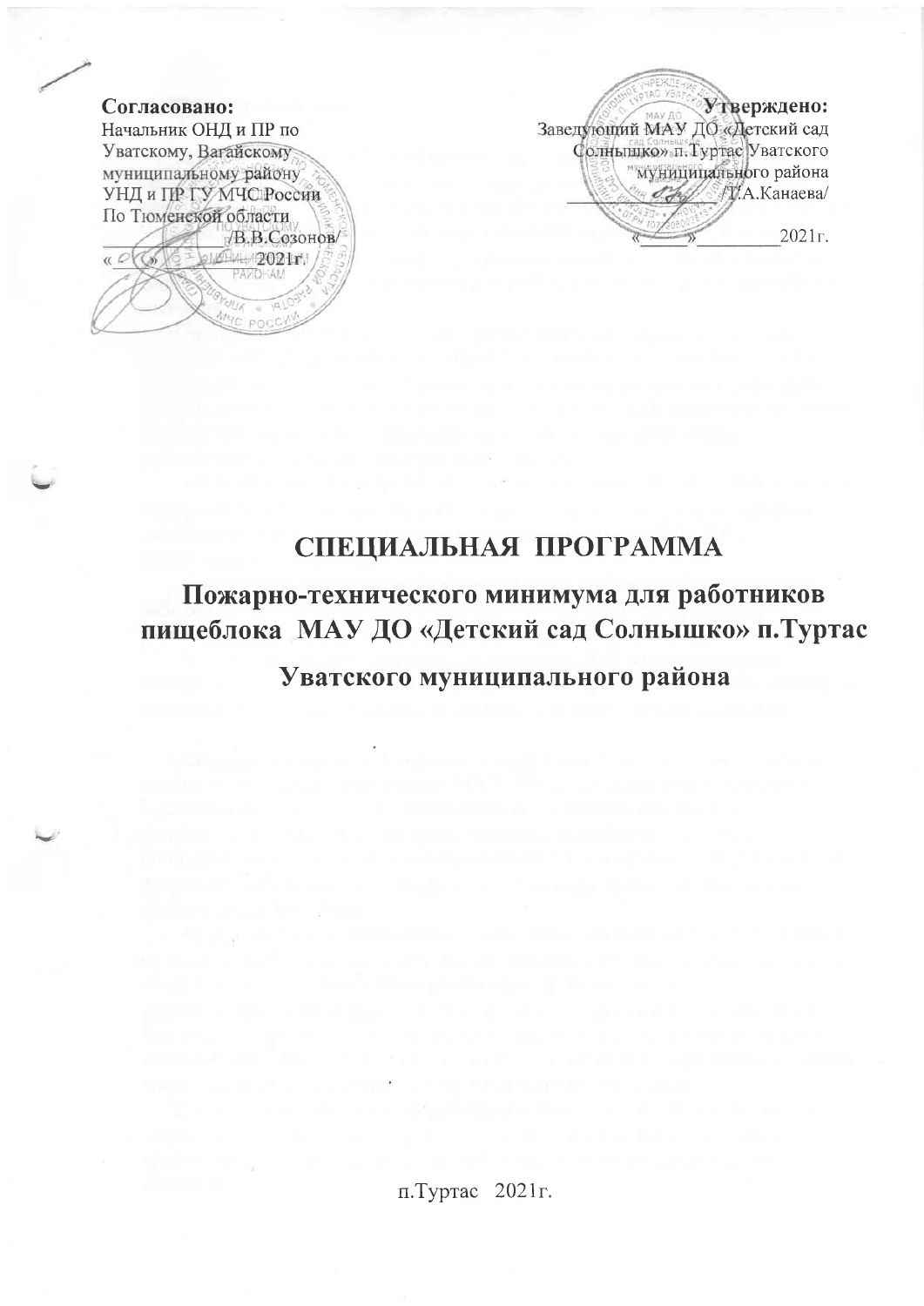**Согласовано:**
Начальник ОНД и ПР по Уватскому, Вагайскому муниципальному району УНД и ПР ГУ МЧС России По Тюменской области
_____________/В.В.Созонов/
«__»_______2021г.

**Утверждено:**
Заведующий МАУ ДО «Детский сад Солнышко» п.Туртас Уватского муниципального района
_____________/Т.А.Канаева/
«_____»_________2021г.

# СПЕЦИАЛЬНАЯ ПРОГРАММА

## Пожарно-технического минимума для работников пищеблока МАУ ДО «Детский сад Солнышко» п.Туртас Уватского муниципального района

п.Туртас 2021г.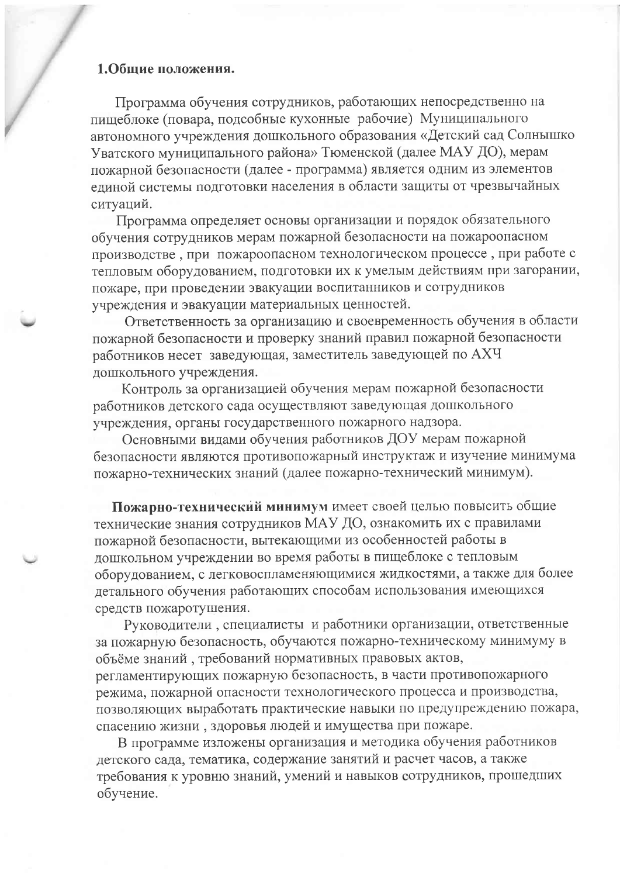## 1.Общие положения.

Программа обучения сотрудников, работающих непосредственно на пищеблоке (повара, подсобные кухонные рабочие) Муниципального автономного учреждения дошкольного образования «Детский сад Солнышко Уватского муниципального района» Тюменской (далее МАУ ДО), мерам пожарной безопасности (далее - программа) является одним из элементов единой системы подготовки населения в области защиты от чрезвычайных ситуаций.

Программа определяет основы организации и порядок обязательного обучения сотрудников мерам пожарной безопасности на пожароопасном производстве , при пожароопасном технологическом процессе , при работе с тепловым оборудованием, подготовки их к умелым действиям при загорании, пожаре, при проведении эвакуации воспитанников и сотрудников учреждения и эвакуации материальных ценностей.

Ответственность за организацию и своевременность обучения в области пожарной безопасности и проверку знаний правил пожарной безопасности работников несет заведующая, заместитель заведующей по АХЧ дошкольного учреждения.

Контроль за организацией обучения мерам пожарной безопасности работников детского сада осуществляют заведующая дошкольного учреждения, органы государственного пожарного надзора.

Основными видами обучения работников ДОУ мерам пожарной безопасности являются противопожарный инструктаж и изучение минимума пожарно-технических знаний (далее пожарно-технический минимум).

**Пожарно-технический минимум** имеет своей целью повысить общие технические знания сотрудников МАУ ДО, ознакомить их с правилами пожарной безопасности, вытекающими из особенностей работы в дошкольном учреждении во время работы в пищеблоке с тепловым оборудованием, с легковоспламеняющимися жидкостями, а также для более детального обучения работающих способам использования имеющихся средств пожаротушения.

Руководители , специалисты и работники организации, ответственные за пожарную безопасность, обучаются пожарно-техническому минимуму в объёме знаний , требований нормативных правовых актов, регламентирующих пожарную безопасность, в части противопожарного режима, пожарной опасности технологического процесса и производства, позволяющих выработать практические навыки по предупреждению пожара, спасению жизни , здоровья людей и имущества при пожаре.

В программе изложены организация и методика обучения работников детского сада, тематика, содержание занятий и расчет часов, а также требования к уровню знаний, умений и навыков сотрудников, прошедших обучение.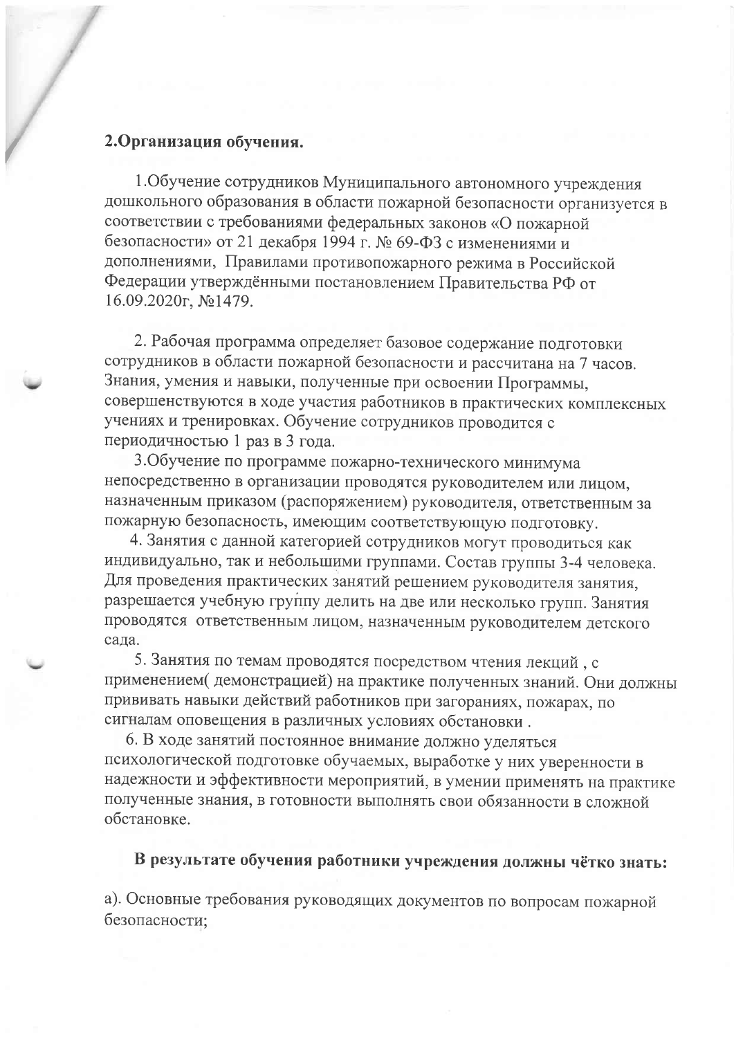## 2.Организация обучения.

1.Обучение сотрудников Муниципального автономного учреждения дошкольного образования в области пожарной безопасности организуется в соответствии с требованиями федеральных законов «О пожарной безопасности» от 21 декабря 1994 г. № 69-ФЗ с изменениями и дополнениями, Правилами противопожарного режима в Российской Федерации утверждёнными постановлением Правительства РФ от 16.09.2020г, №1479.

2. Рабочая программа определяет базовое содержание подготовки сотрудников в области пожарной безопасности и рассчитана на 7 часов. Знания, умения и навыки, полученные при освоении Программы, совершенствуются в ходе участия работников в практических комплексных учениях и тренировках. Обучение сотрудников проводится с периодичностью 1 раз в 3 года.

3.Обучение по программе пожарно-технического минимума непосредственно в организации проводятся руководителем или лицом, назначенным приказом (распоряжением) руководителя, ответственным за пожарную безопасность, имеющим соответствующую подготовку.

4. Занятия с данной категорией сотрудников могут проводиться как индивидуально, так и небольшими группами. Состав группы 3-4 человека. Для проведения практических занятий решением руководителя занятия, разрешается учебную группу делить на две или несколько групп. Занятия проводятся ответственным лицом, назначенным руководителем детского сада.

5. Занятия по темам проводятся посредством чтения лекций , с применением( демонстрацией) на практике полученных знаний. Они должны прививать навыки действий работников при загораниях, пожарах, по сигналам оповещения в различных условиях обстановки .

6. В ходе занятий постоянное внимание должно уделяться психологической подготовке обучаемых, выработке у них уверенности в надежности и эффективности мероприятий, в умении применять на практике полученные знания, в готовности выполнять свои обязанности в сложной обстановке.

**В результате обучения работники учреждения должны чётко знать:**

а). Основные требования руководящих документов по вопросам пожарной безопасности;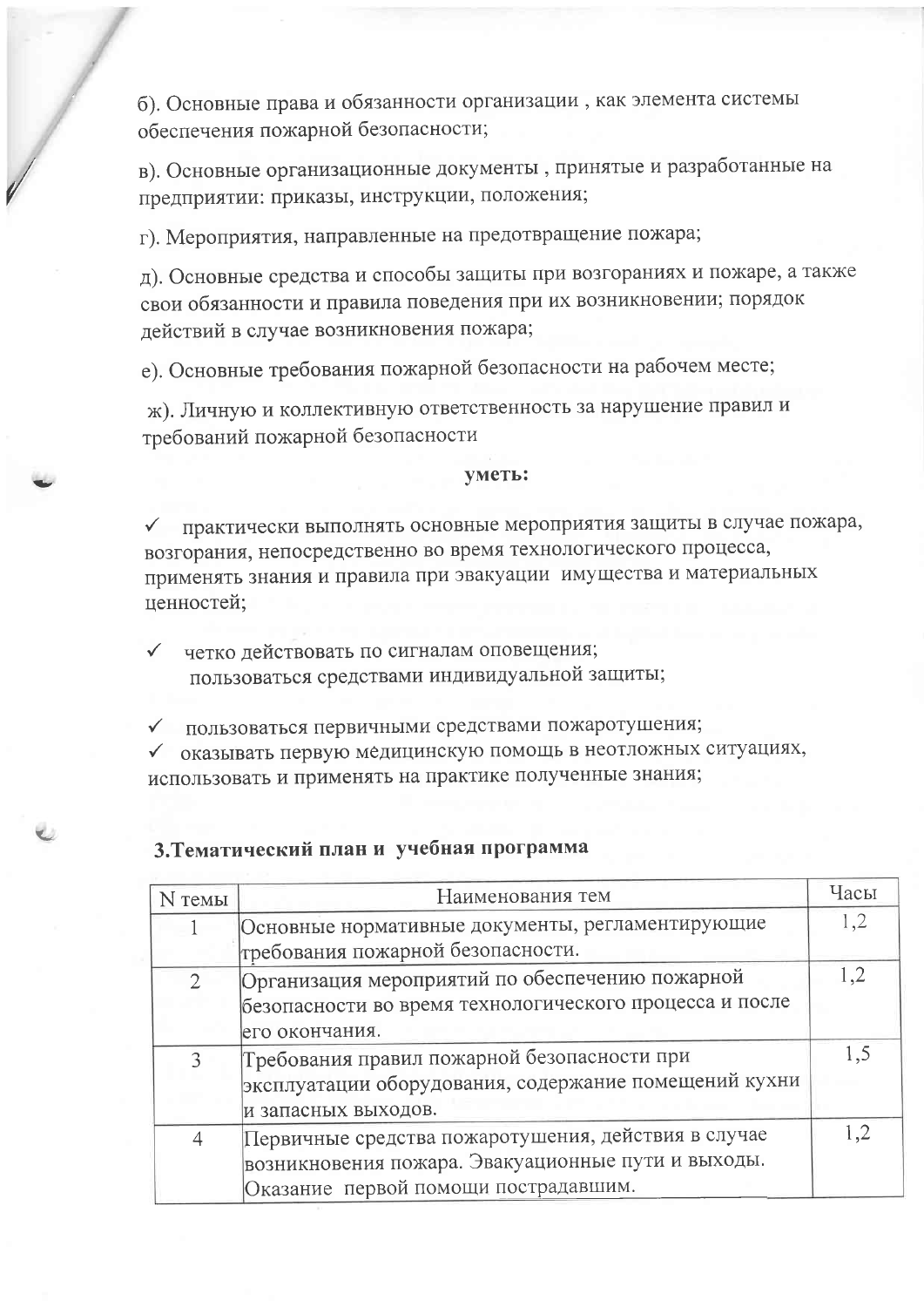б). Основные права и обязанности организации , как элемента системы обеспечения пожарной безопасности;

в). Основные организационные документы , принятые и разработанные на предприятии: приказы, инструкции, положения;

г). Мероприятия, направленные на предотвращение пожара;

д). Основные средства и способы защиты при возгораниях и пожаре, а также свои обязанности и правила поведения при их возникновении; порядок действий в случае возникновения пожара;

е). Основные требования пожарной безопасности на рабочем месте;

ж). Личную и коллективную ответственность за нарушение правил и требований пожарной безопасности

**уметь:**

- ✓ практически выполнять основные мероприятия защиты в случае пожара, возгорания, непосредственно во время технологического процесса, применять знания и правила при эвакуации имущества и материальных ценностей;
- ✓ четко действовать по сигналам оповещения; пользоваться средствами индивидуальной защиты;
- ✓ пользоваться первичными средствами пожаротушения;
- ✓ оказывать первую медицинскую помощь в неотложных ситуациях, использовать и применять на практике полученные знания;

## 3.Тематический план и учебная программа

| N темы | Наименования тем | Часы |
|---|---|---|
| 1 | Основные нормативные документы, регламентирующие требования пожарной безопасности. | 1,2 |
| 2 | Организация мероприятий по обеспечению пожарной безопасности во время технологического процесса и после его окончания. | 1,2 |
| 3 | Требования правил пожарной безопасности при эксплуатации оборудования, содержание помещений кухни и запасных выходов. | 1,5 |
| 4 | Первичные средства пожаротушения, действия в случае возникновения пожара. Эвакуационные пути и выходы. Оказание первой помощи пострадавшим. | 1,2 |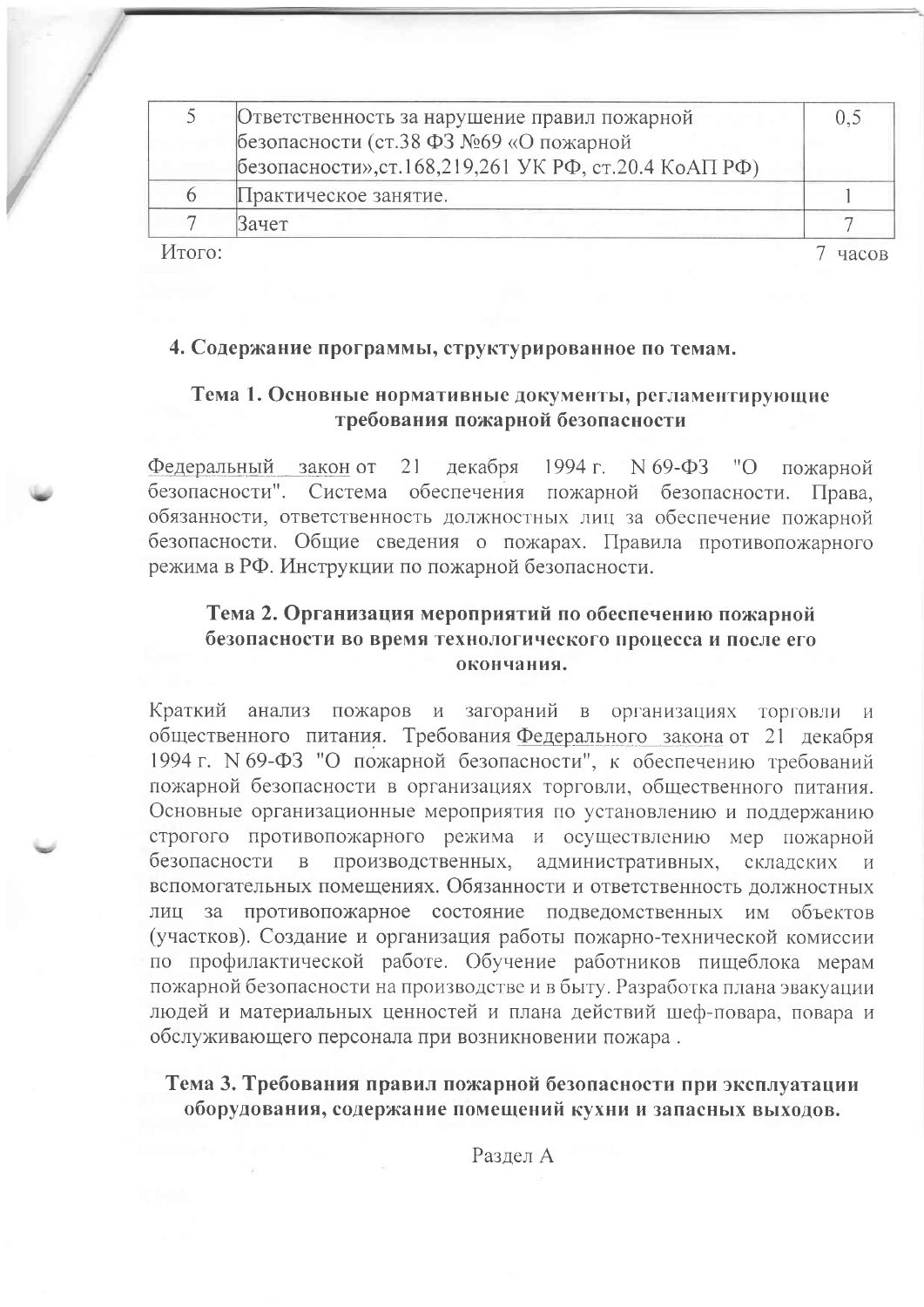| 5 | Ответственность за нарушение правил пожарной безопасности (ст.38 ФЗ №69 «О пожарной безопасности»,ст.168,219,261 УК РФ, ст.20.4 КоАП РФ) | 0,5 |
|---|---|---|
| 6 | Практическое занятие. | 1 |
| 7 | Зачет | 7 |

Итого: 7 часов

## 4. Содержание программы, структурированное по темам.

### Тема 1. Основные нормативные документы, регламентирующие требования пожарной безопасности

Федеральный закон от 21 декабря 1994 г. N 69-ФЗ "О пожарной безопасности". Система обеспечения пожарной безопасности. Права, обязанности, ответственность должностных лиц за обеспечение пожарной безопасности. Общие сведения о пожарах. Правила противопожарного режима в РФ. Инструкции по пожарной безопасности.

### Тема 2. Организация мероприятий по обеспечению пожарной безопасности во время технологического процесса и после его окончания.

Краткий анализ пожаров и загораний в организациях торговли и общественного питания. Требования Федерального закона от 21 декабря 1994 г. N 69-ФЗ "О пожарной безопасности", к обеспечению требований пожарной безопасности в организациях торговли, общественного питания. Основные организационные мероприятия по установлению и поддержанию строгого противопожарного режима и осуществлению мер пожарной безопасности в производственных, административных, складских и вспомогательных помещениях. Обязанности и ответственность должностных лиц за противопожарное состояние подведомственных им объектов (участков). Создание и организация работы пожарно-технической комиссии по профилактической работе. Обучение работников пищеблока мерам пожарной безопасности на производстве и в быту. Разработка плана эвакуации людей и материальных ценностей и плана действий шеф-повара, повара и обслуживающего персонала при возникновении пожара .

### Тема 3. Требования правил пожарной безопасности при эксплуатации оборудования, содержание помещений кухни и запасных выходов.

Раздел А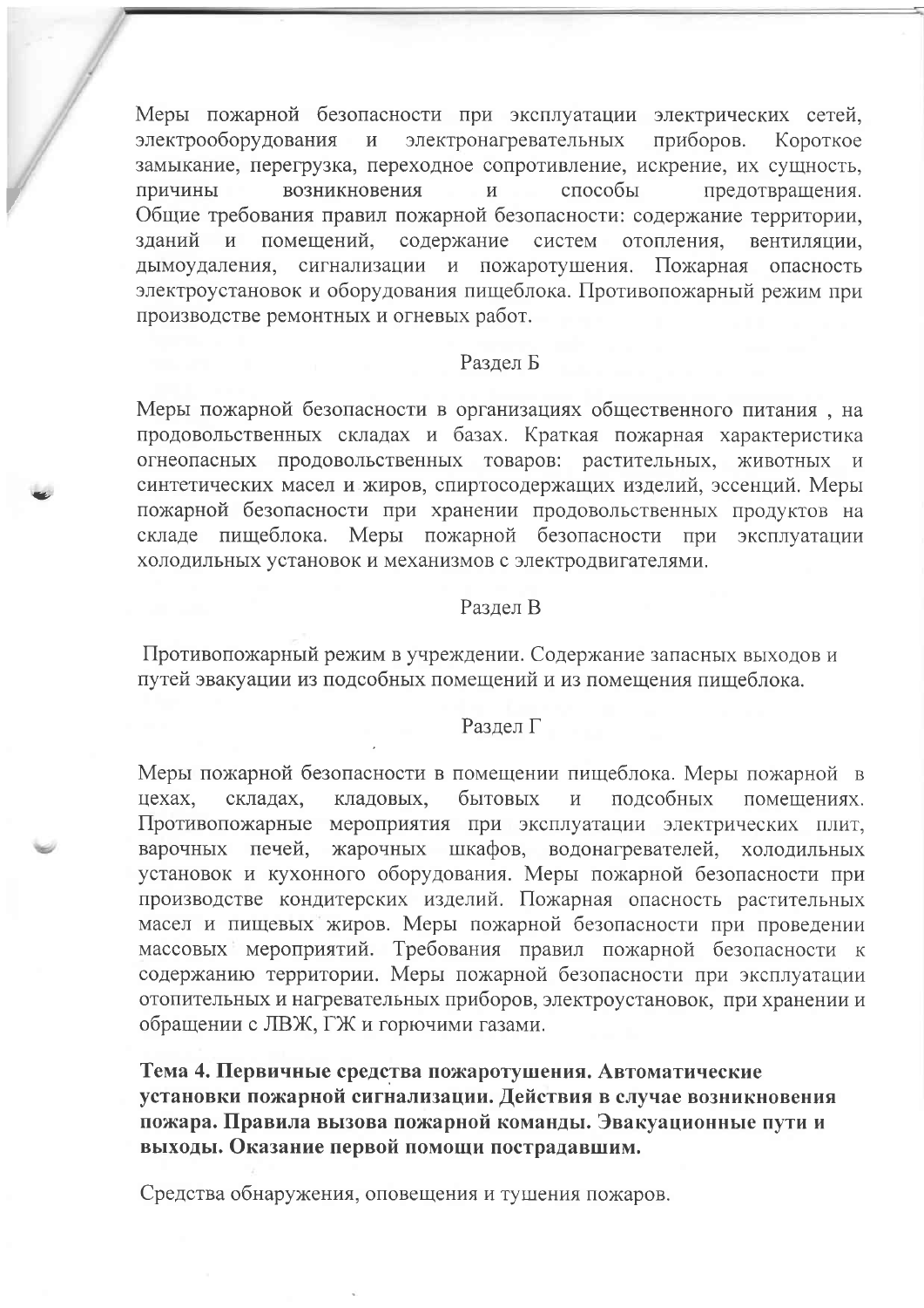Меры пожарной безопасности при эксплуатации электрических сетей, электрооборудования и электронагревательных приборов. Короткое замыкание, перегрузка, переходное сопротивление, искрение, их сущность, причины возникновения и способы предотвращения. Общие требования правил пожарной безопасности: содержание территории, зданий и помещений, содержание систем отопления, вентиляции, дымоудаления, сигнализации и пожаротушения. Пожарная опасность электроустановок и оборудования пищеблока. Противопожарный режим при производстве ремонтных и огневых работ.

Раздел Б

Меры пожарной безопасности в организациях общественного питания , на продовольственных складах и базах. Краткая пожарная характеристика огнеопасных продовольственных товаров: растительных, животных и синтетических масел и жиров, спиртосодержащих изделий, эссенций. Меры пожарной безопасности при хранении продовольственных продуктов на складе пищеблока. Меры пожарной безопасности при эксплуатации холодильных установок и механизмов с электродвигателями.

Раздел В

Противопожарный режим в учреждении. Содержание запасных выходов и путей эвакуации из подсобных помещений и из помещения пищеблока.

Раздел Г

Меры пожарной безопасности в помещении пищеблока. Меры пожарной в цехах, складах, кладовых, бытовых и подсобных помещениях. Противопожарные мероприятия при эксплуатации электрических плит, варочных печей, жарочных шкафов, водонагревателей, холодильных установок и кухонного оборудования. Меры пожарной безопасности при производстве кондитерских изделий. Пожарная опасность растительных масел и пищевых жиров. Меры пожарной безопасности при проведении массовых мероприятий. Требования правил пожарной безопасности к содержанию территории. Меры пожарной безопасности при эксплуатации отопительных и нагревательных приборов, электроустановок, при хранении и обращении с ЛВЖ, ГЖ и горючими газами.

**Тема 4. Первичные средства пожаротушения. Автоматические установки пожарной сигнализации. Действия в случае возникновения пожара. Правила вызова пожарной команды. Эвакуационные пути и выходы. Оказание первой помощи пострадавшим.**

Средства обнаружения, оповещения и тушения пожаров.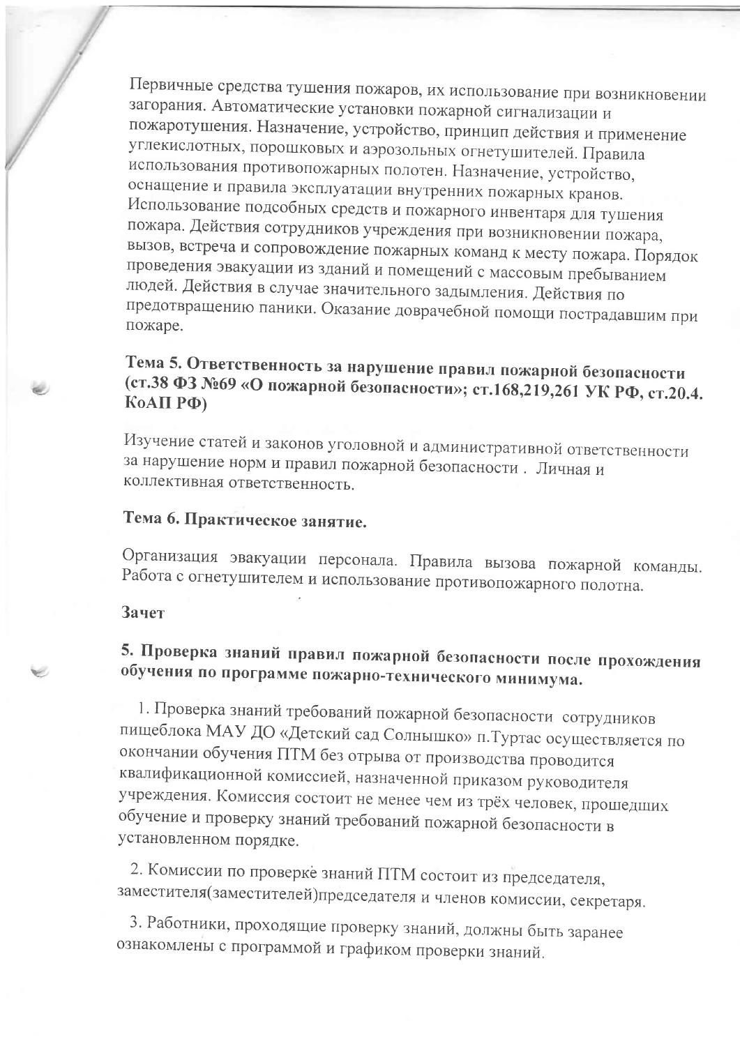Первичные средства тушения пожаров, их использование при возникновении загорания. Автоматические установки пожарной сигнализации и пожаротушения. Назначение, устройство, принцип действия и применение углекислотных, порошковых и аэрозольных огнетушителей. Правила использования противопожарных полотен. Назначение, устройство, оснащение и правила эксплуатации внутренних пожарных кранов. Использование подсобных средств и пожарного инвентаря для тушения пожара. Действия сотрудников учреждения при возникновении пожара, вызов, встреча и сопровождение пожарных команд к месту пожара. Порядок проведения эвакуации из зданий и помещений с массовым пребыванием людей. Действия в случае значительного задымления. Действия по предотвращению паники. Оказание доврачебной помощи пострадавшим при пожаре.

### Тема 5. Ответственность за нарушение правил пожарной безопасности (ст.38 ФЗ №69 «О пожарной безопасности»; ст.168,219,261 УК РФ, ст.20.4. КоАП РФ)

Изучение статей и законов уголовной и административной ответственности за нарушение норм и правил пожарной безопасности . Личная и коллективная ответственность.

### Тема 6. Практическое занятие.

Организация эвакуации персонала. Правила вызова пожарной команды. Работа с огнетушителем и использование противопожарного полотна.

**Зачет**

## 5. Проверка знаний правил пожарной безопасности после прохождения обучения по программе пожарно-технического минимума.

1. Проверка знаний требований пожарной безопасности сотрудников пищеблока МАУ ДО «Детский сад Солнышко» п.Туртас осуществляется по окончании обучения ПТМ без отрыва от производства проводится квалификационной комиссией, назначенной приказом руководителя учреждения. Комиссия состоит не менее чем из трёх человек, прошедших обучение и проверку знаний требований пожарной безопасности в установленном порядке.

2. Комиссии по проверке знаний ПТМ состоит из председателя, заместителя(заместителей)председателя и членов комиссии, секретаря.

3. Работники, проходящие проверку знаний, должны быть заранее ознакомлены с программой и графиком проверки знаний.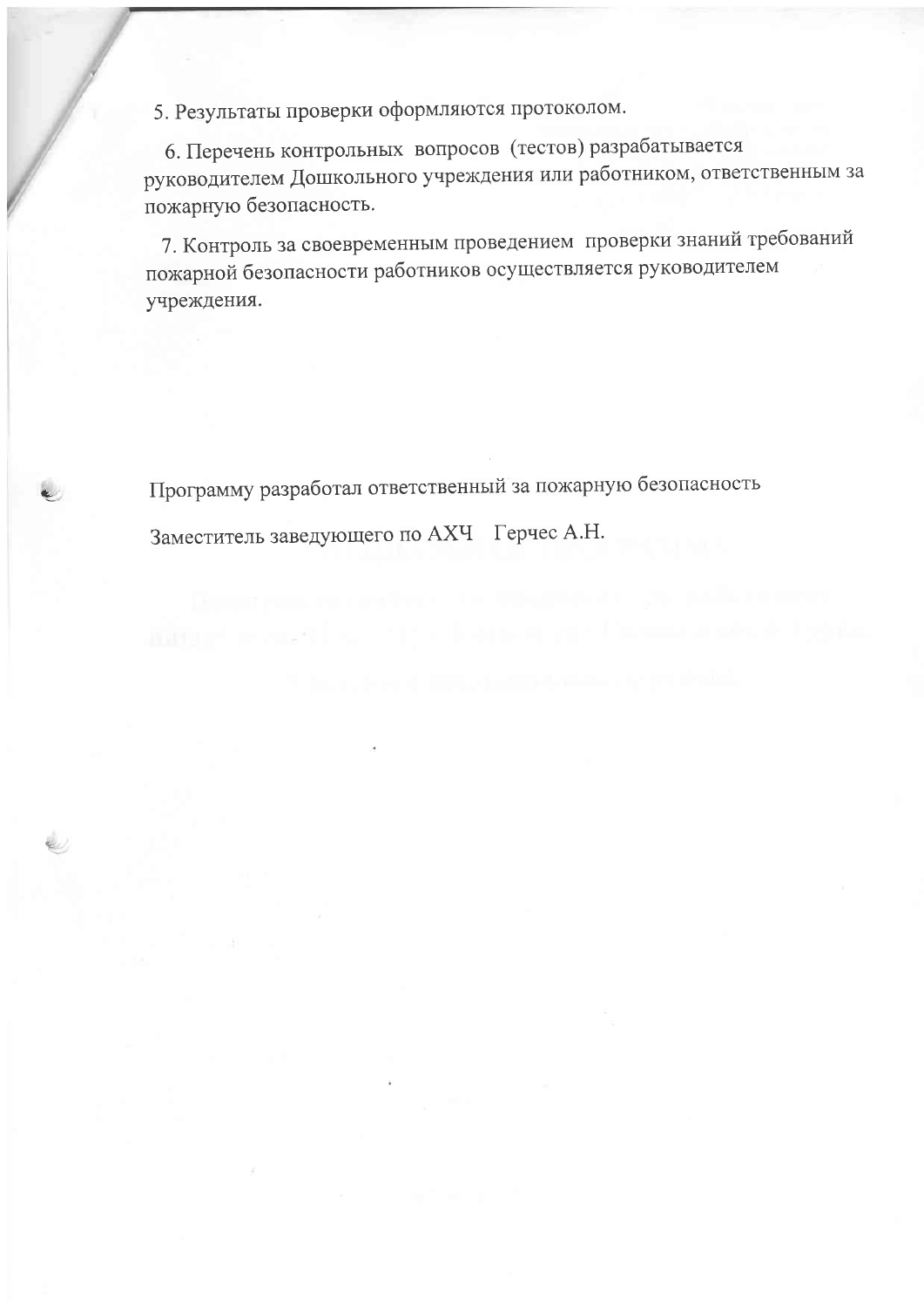5. Результаты проверки оформляются протоколом.

6. Перечень контрольных вопросов (тестов) разрабатывается руководителем Дошкольного учреждения или работником, ответственным за пожарную безопасность.

7. Контроль за своевременным проведением проверки знаний требований пожарной безопасности работников осуществляется руководителем учреждения.

Программу разработал ответственный за пожарную безопасность

Заместитель заведующего по АХЧ Герчес А.Н.